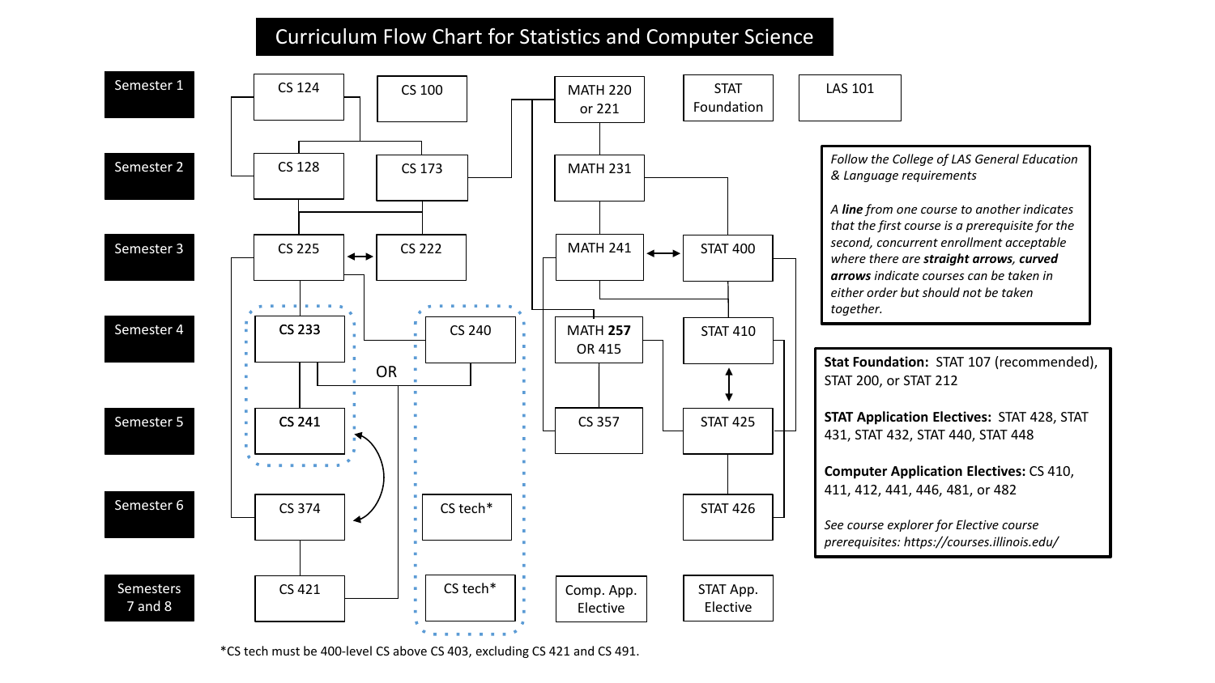# Curriculum Flow Chart for Statistics and Computer Science

| Semester | | | | | | |
|---|---|---|---|---|---|---|
| Semester 1 | CS 124 | CS 100 | | MATH 220 or 221 | STAT Foundation | LAS 101 |
| Semester 2 | CS 128 | CS 173 | | MATH 231 | | |
| Semester 3 | CS 225 | CS 222 | | MATH 241 | STAT 400 | |
| Semester 4 | **CS 233** | CS 240 | | MATH **257** OR 415 | STAT 410 | |
| Semester 5 | **CS 241** | | | CS 357 | STAT 425 | |
| Semester 6 | CS 374 | CS tech* | | | STAT 426 | |
| Semesters 7 and 8 | CS 421 | CS tech* | | Comp. App. Elective | STAT App. Elective | |

OR (CS 233 and CS 241) OR (CS 240, CS tech*, CS tech*)

*Follow the College of LAS General Education & Language requirements*

*A **line** from one course to another indicates that the first course is a prerequisite for the second, concurrent enrollment acceptable where there are **straight arrows**, **curved arrows** indicate courses can be taken in either order but should not be taken together.*

**Stat Foundation:** STAT 107 (recommended), STAT 200, or STAT 212

**STAT Application Electives:** STAT 428, STAT 431, STAT 432, STAT 440, STAT 448

**Computer Application Electives:** CS 410, 411, 412, 441, 446, 481, or 482

*See course explorer for Elective course prerequisites: https://courses.illinois.edu/*

*CS tech must be 400-level CS above CS 403, excluding CS 421 and CS 491.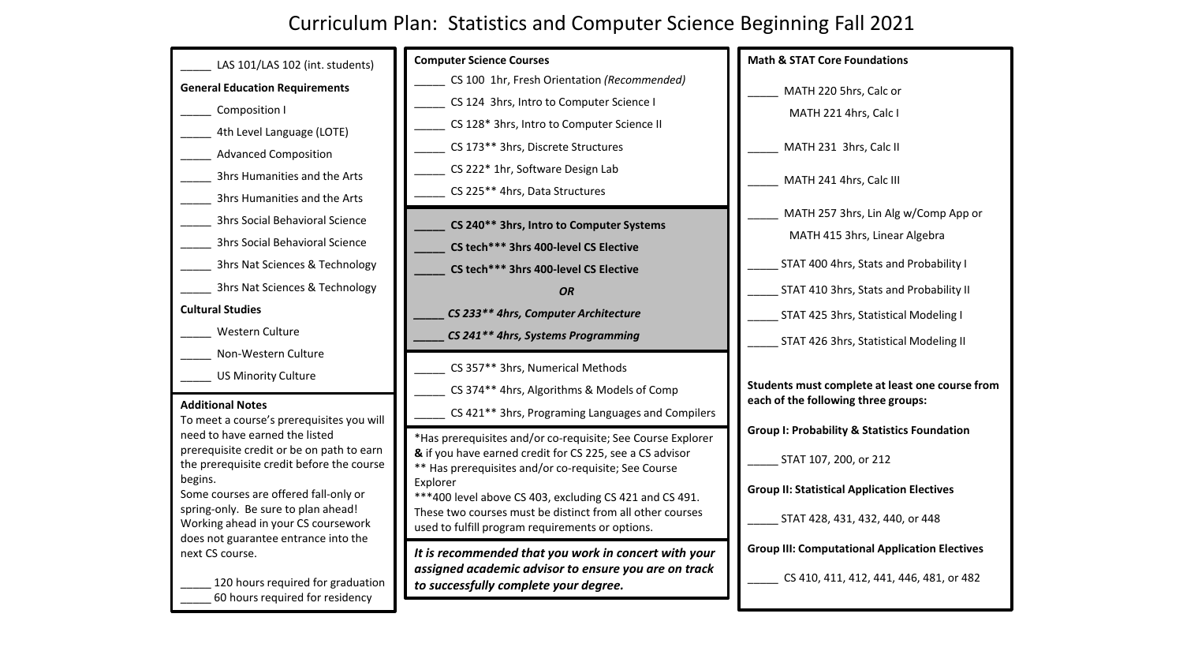# Curriculum Plan: Statistics and Computer Science Beginning Fall 2021

_____ LAS 101/LAS 102 (int. students)

**General Education Requirements**

_____ Composition I

_____ 4th Level Language (LOTE)

_____ Advanced Composition

_____ 3hrs Humanities and the Arts

_____ 3hrs Humanities and the Arts

_____ 3hrs Social Behavioral Science

_____ 3hrs Social Behavioral Science

_____ 3hrs Nat Sciences & Technology

_____ 3hrs Nat Sciences & Technology

**Cultural Studies**

_____ Western Culture

_____ Non-Western Culture

_____ US Minority Culture

**Additional Notes**

To meet a course's prerequisites you will need to have earned the listed prerequisite credit or be on path to earn the prerequisite credit before the course begins.
Some courses are offered fall-only or spring-only. Be sure to plan ahead!
Working ahead in your CS coursework does not guarantee entrance into the next CS course.

_____ 120 hours required for graduation
_____ 60 hours required for residency

**Computer Science Courses**

_____ CS 100 1hr, Fresh Orientation *(Recommended)*

_____ CS 124 3hrs, Intro to Computer Science I

_____ CS 128* 3hrs, Intro to Computer Science II

_____ CS 173** 3hrs, Discrete Structures

_____ CS 222* 1hr, Software Design Lab

_____ CS 225** 4hrs, Data Structures

**_____ CS 240** 3hrs, Intro to Computer Systems**

**_____ CS tech*** 3hrs 400-level CS Elective**

**_____ CS tech*** 3hrs 400-level CS Elective**

***OR***

***_____ CS 233** 4hrs, Computer Architecture***

***_____ CS 241** 4hrs, Systems Programming***

_____ CS 357** 3hrs, Numerical Methods

_____ CS 374** 4hrs, Algorithms & Models of Comp

_____ CS 421** 3hrs, Programing Languages and Compilers

*Has prerequisites and/or co-requisite; See Course Explorer **&** if you have earned credit for CS 225, see a CS advisor
** Has prerequisites and/or co-requisite; See Course Explorer
***400 level above CS 403, excluding CS 421 and CS 491. These two courses must be distinct from all other courses used to fulfill program requirements or options.

***It is recommended that you work in concert with your assigned academic advisor to ensure you are on track to successfully complete your degree.***

**Math & STAT Core Foundations**

_____ MATH 220 5hrs, Calc or
MATH 221 4hrs, Calc I

_____ MATH 231 3hrs, Calc II

_____ MATH 241 4hrs, Calc III

_____ MATH 257 3hrs, Lin Alg w/Comp App or
MATH 415 3hrs, Linear Algebra

_____ STAT 400 4hrs, Stats and Probability I

_____ STAT 410 3hrs, Stats and Probability II

_____ STAT 425 3hrs, Statistical Modeling I

_____ STAT 426 3hrs, Statistical Modeling II

**Students must complete at least one course from each of the following three groups:**

**Group I: Probability & Statistics Foundation**

_____ STAT 107, 200, or 212

**Group II: Statistical Application Electives**

_____ STAT 428, 431, 432, 440, or 448

**Group III: Computational Application Electives**

_____ CS 410, 411, 412, 441, 446, 481, or 482